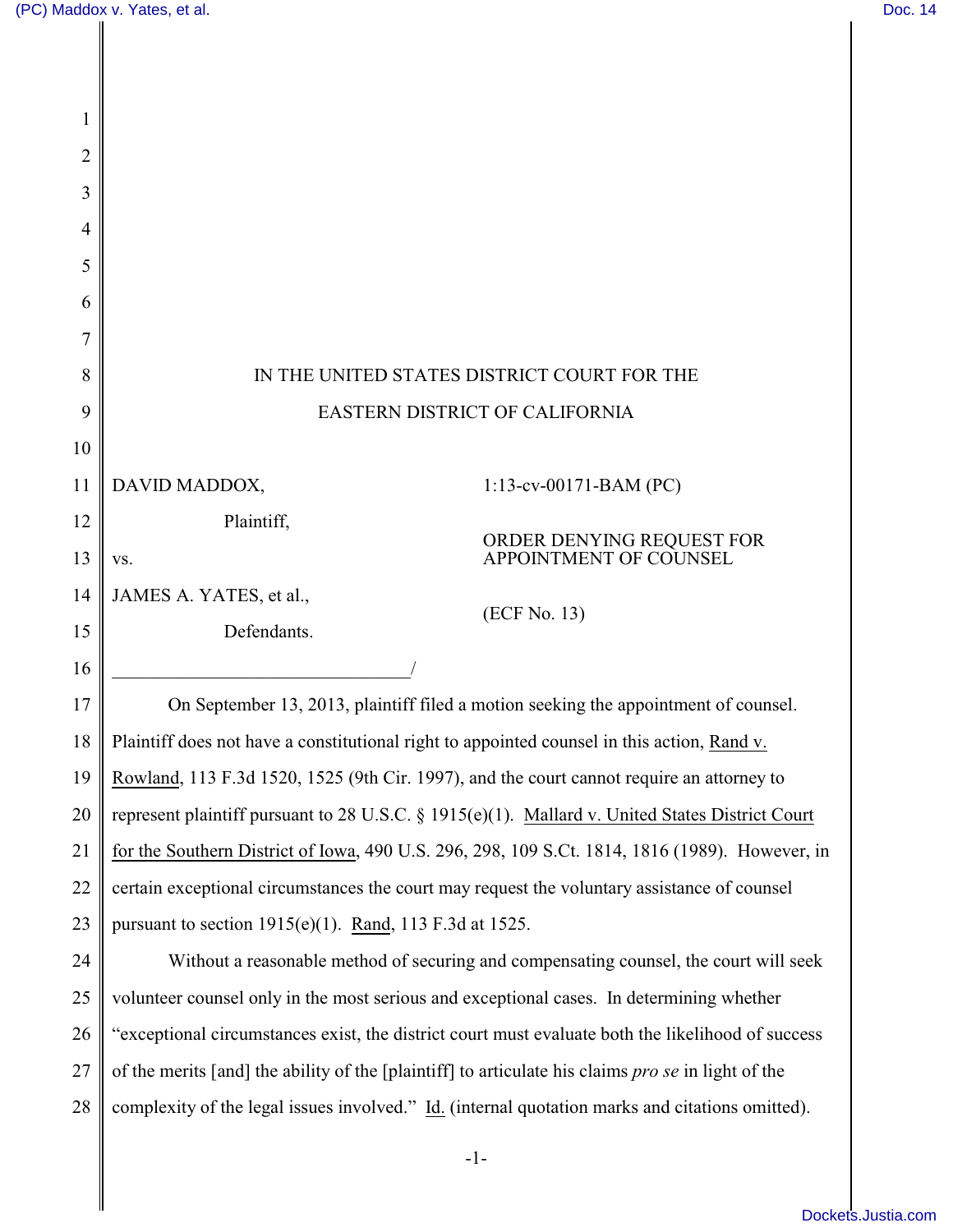IN THE UNITED STATES DISTRICT COURT FOR THE

EASTERN DISTRICT OF CALIFORNIA

DAVID MADDOX,

Plaintiff,

vs.

JAMES A. YATES, et al.,

Defendants.

1:13-cv-00171-BAM (PC)

ORDER DENYING REQUEST FOR APPOINTMENT OF COUNSEL

(ECF No. 13)

On September 13, 2013, plaintiff filed a motion seeking the appointment of counsel. Plaintiff does not have a constitutional right to appointed counsel in this action, Rand v. Rowland, 113 F.3d 1520, 1525 (9th Cir. 1997), and the court cannot require an attorney to represent plaintiff pursuant to 28 U.S.C. § 1915(e)(1). Mallard v. United States District Court for the Southern District of Iowa, 490 U.S. 296, 298, 109 S.Ct. 1814, 1816 (1989). However, in certain exceptional circumstances the court may request the voluntary assistance of counsel pursuant to section 1915(e)(1). Rand, 113 F.3d at 1525.

Without a reasonable method of securing and compensating counsel, the court will seek volunteer counsel only in the most serious and exceptional cases. In determining whether "exceptional circumstances exist, the district court must evaluate both the likelihood of success of the merits [and] the ability of the [plaintiff] to articulate his claims *pro se* in light of the complexity of the legal issues involved." Id. (internal quotation marks and citations omitted).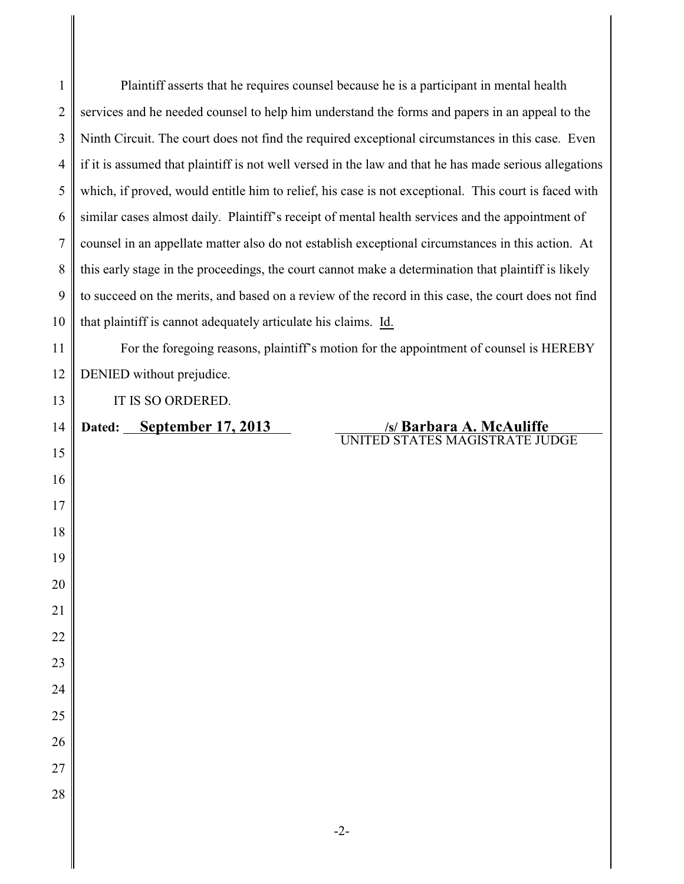Plaintiff asserts that he requires counsel because he is a participant in mental health services and he needed counsel to help him understand the forms and papers in an appeal to the Ninth Circuit. The court does not find the required exceptional circumstances in this case. Even if it is assumed that plaintiff is not well versed in the law and that he has made serious allegations which, if proved, would entitle him to relief, his case is not exceptional. This court is faced with similar cases almost daily. Plaintiff's receipt of mental health services and the appointment of counsel in an appellate matter also do not establish exceptional circumstances in this action. At this early stage in the proceedings, the court cannot make a determination that plaintiff is likely to succeed on the merits, and based on a review of the record in this case, the court does not find that plaintiff is cannot adequately articulate his claims. Id.

For the foregoing reasons, plaintiff's motion for the appointment of counsel is HEREBY DENIED without prejudice.

IT IS SO ORDERED.

**Dated: September 17, 2013**

/s/ **Barbara A. McAuliffe**
UNITED STATES MAGISTRATE JUDGE